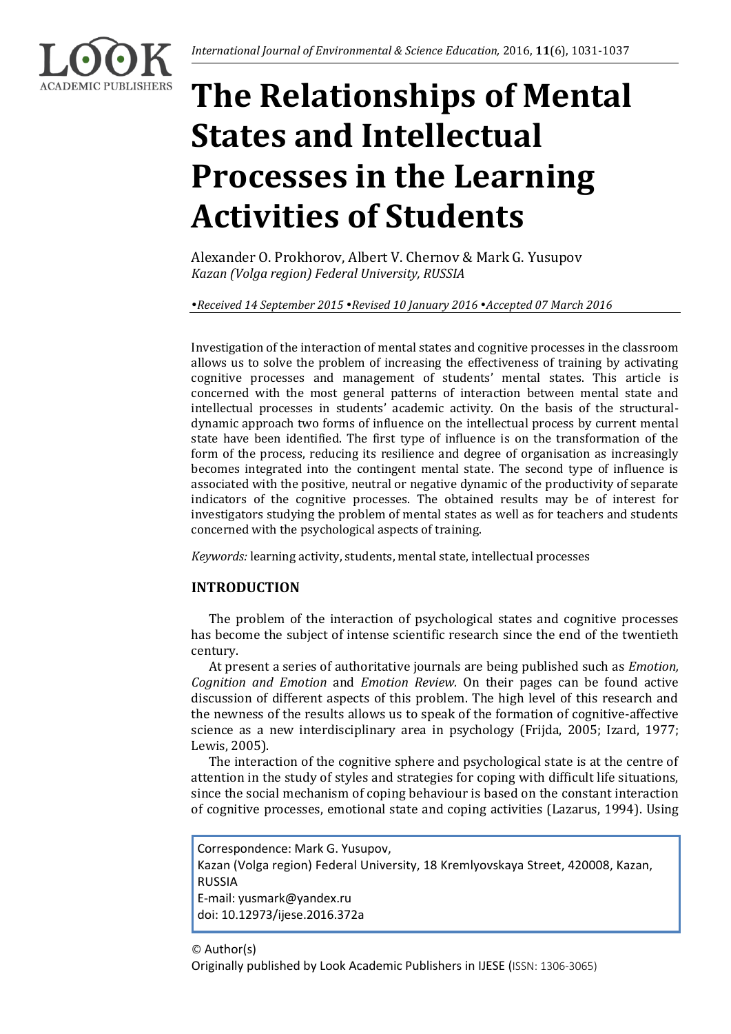# The Relationships of Mental States and Intellectual Processes in the Learning Activities of Students

Alexander O. Prokhorov, Albert V. Chernov & Mark G. Yusupov
*Kazan (Volga region) Federal University, RUSSIA*

*•Received 14 September 2015 •Revised 10 January 2016 •Accepted 07 March 2016*

Investigation of the interaction of mental states and cognitive processes in the classroom allows us to solve the problem of increasing the effectiveness of training by activating cognitive processes and management of students' mental states. This article is concerned with the most general patterns of interaction between mental state and intellectual processes in students' academic activity. On the basis of the structural-dynamic approach two forms of influence on the intellectual process by current mental state have been identified. The first type of influence is on the transformation of the form of the process, reducing its resilience and degree of organisation as increasingly becomes integrated into the contingent mental state. The second type of influence is associated with the positive, neutral or negative dynamic of the productivity of separate indicators of the cognitive processes. The obtained results may be of interest for investigators studying the problem of mental states as well as for teachers and students concerned with the psychological aspects of training.

*Keywords:* learning activity, students, mental state, intellectual processes

## INTRODUCTION

The problem of the interaction of psychological states and cognitive processes has become the subject of intense scientific research since the end of the twentieth century.

At present a series of authoritative journals are being published such as *Emotion, Cognition and Emotion* and *Emotion Review.* On their pages can be found active discussion of different aspects of this problem. The high level of this research and the newness of the results allows us to speak of the formation of cognitive-affective science as a new interdisciplinary area in psychology (Frijda, 2005; Izard, 1977; Lewis, 2005).

The interaction of the cognitive sphere and psychological state is at the centre of attention in the study of styles and strategies for coping with difficult life situations, since the social mechanism of coping behaviour is based on the constant interaction of cognitive processes, emotional state and coping activities (Lazarus, 1994). Using

Correspondence: Mark G. Yusupov,
Kazan (Volga region) Federal University, 18 Kremlyovskaya Street, 420008, Kazan, RUSSIA
E-mail: yusmark@yandex.ru
doi: 10.12973/ijese.2016.372a

© Author(s)
Originally published by Look Academic Publishers in IJESE (ISSN: 1306-3065)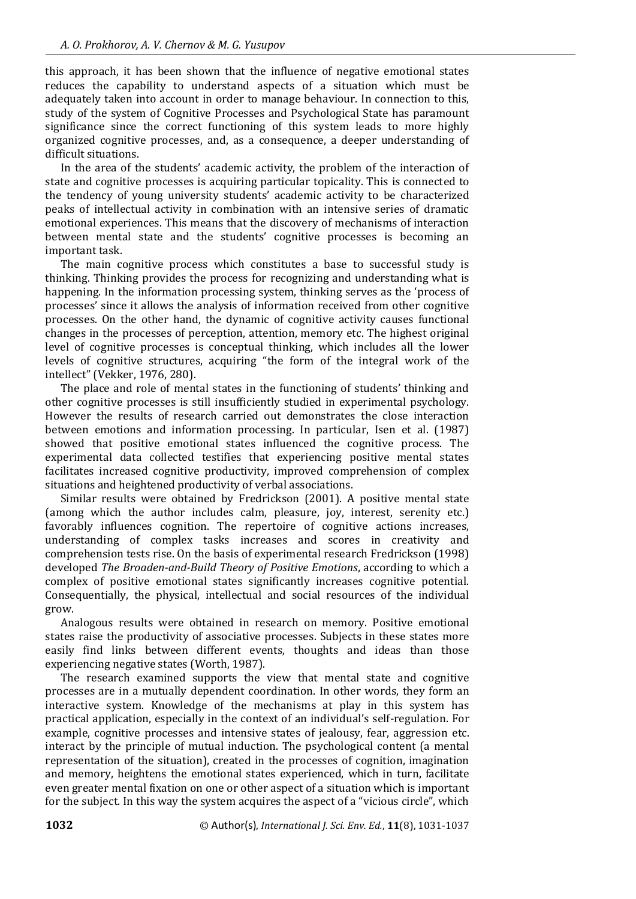this approach, it has been shown that the influence of negative emotional states reduces the capability to understand aspects of a situation which must be adequately taken into account in order to manage behaviour. In connection to this, study of the system of Cognitive Processes and Psychological State has paramount significance since the correct functioning of this system leads to more highly organized cognitive processes, and, as a consequence, a deeper understanding of difficult situations.

In the area of the students' academic activity, the problem of the interaction of state and cognitive processes is acquiring particular topicality. This is connected to the tendency of young university students' academic activity to be characterized peaks of intellectual activity in combination with an intensive series of dramatic emotional experiences. This means that the discovery of mechanisms of interaction between mental state and the students' cognitive processes is becoming an important task.

The main cognitive process which constitutes a base to successful study is thinking. Thinking provides the process for recognizing and understanding what is happening. In the information processing system, thinking serves as the 'process of processes' since it allows the analysis of information received from other cognitive processes. On the other hand, the dynamic of cognitive activity causes functional changes in the processes of perception, attention, memory etc. The highest original level of cognitive processes is conceptual thinking, which includes all the lower levels of cognitive structures, acquiring "the form of the integral work of the intellect" (Vekker, 1976, 280).

The place and role of mental states in the functioning of students' thinking and other cognitive processes is still insufficiently studied in experimental psychology. However the results of research carried out demonstrates the close interaction between emotions and information processing. In particular, Isen et al. (1987) showed that positive emotional states influenced the cognitive process. The experimental data collected testifies that experiencing positive mental states facilitates increased cognitive productivity, improved comprehension of complex situations and heightened productivity of verbal associations.

Similar results were obtained by Fredrickson (2001). A positive mental state (among which the author includes calm, pleasure, joy, interest, serenity etc.) favorably influences cognition. The repertoire of cognitive actions increases, understanding of complex tasks increases and scores in creativity and comprehension tests rise. On the basis of experimental research Fredrickson (1998) developed *The Broaden-and-Build Theory of Positive Emotions*, according to which a complex of positive emotional states significantly increases cognitive potential. Consequentially, the physical, intellectual and social resources of the individual grow.

Analogous results were obtained in research on memory. Positive emotional states raise the productivity of associative processes. Subjects in these states more easily find links between different events, thoughts and ideas than those experiencing negative states (Worth, 1987).

The research examined supports the view that mental state and cognitive processes are in a mutually dependent coordination. In other words, they form an interactive system. Knowledge of the mechanisms at play in this system has practical application, especially in the context of an individual's self-regulation. For example, cognitive processes and intensive states of jealousy, fear, aggression etc. interact by the principle of mutual induction. The psychological content (a mental representation of the situation), created in the processes of cognition, imagination and memory, heightens the emotional states experienced, which in turn, facilitate even greater mental fixation on one or other aspect of a situation which is important for the subject. In this way the system acquires the aspect of a "vicious circle", which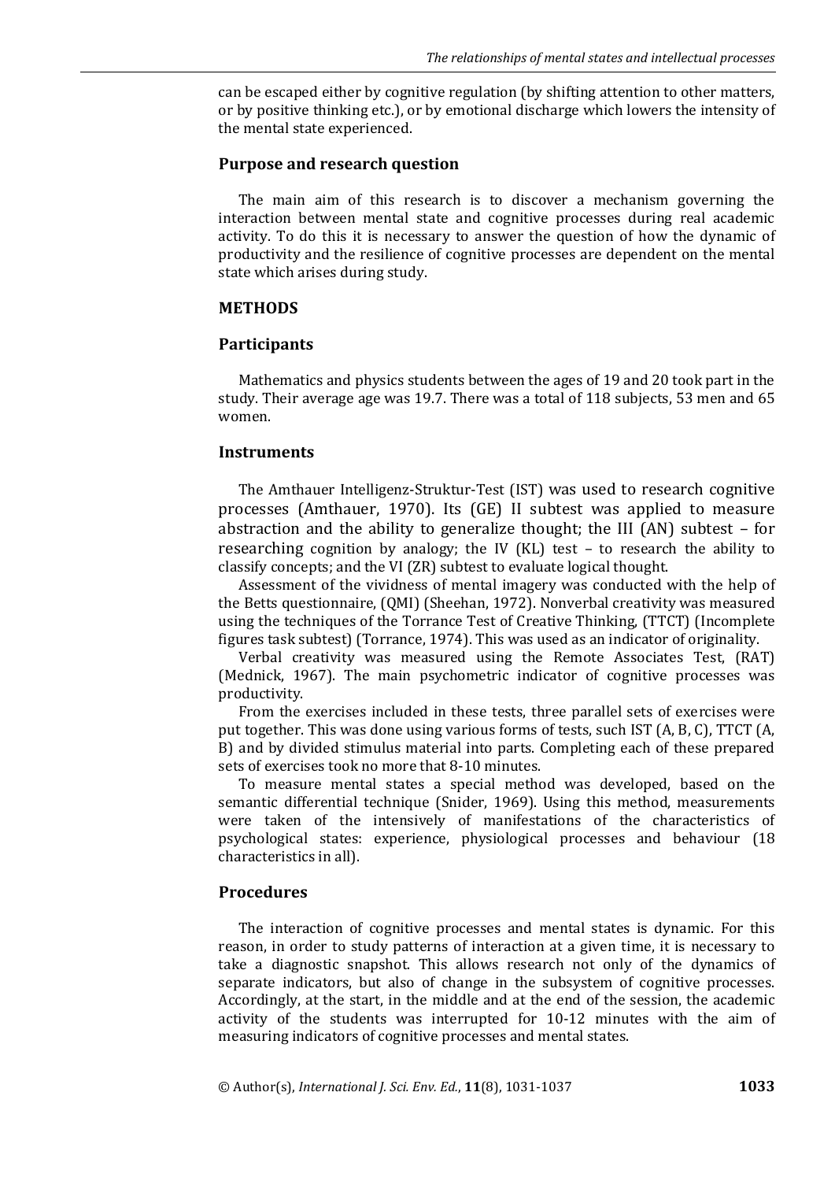can be escaped either by cognitive regulation (by shifting attention to other matters, or by positive thinking etc.), or by emotional discharge which lowers the intensity of the mental state experienced.

### Purpose and research question

The main aim of this research is to discover a mechanism governing the interaction between mental state and cognitive processes during real academic activity. To do this it is necessary to answer the question of how the dynamic of productivity and the resilience of cognitive processes are dependent on the mental state which arises during study.

## METHODS

### Participants

Mathematics and physics students between the ages of 19 and 20 took part in the study. Their average age was 19.7. There was a total of 118 subjects, 53 men and 65 women.

### Instruments

The Amthauer Intelligenz-Struktur-Test (IST) was used to research cognitive processes (Amthauer, 1970). Its (GE) II subtest was applied to measure abstraction and the ability to generalize thought; the III (AN) subtest – for researching cognition by analogy; the IV (KL) test – to research the ability to classify concepts; and the VI (ZR) subtest to evaluate logical thought.

Assessment of the vividness of mental imagery was conducted with the help of the Betts questionnaire, (QMI) (Sheehan, 1972). Nonverbal creativity was measured using the techniques of the Torrance Test of Creative Thinking, (TTCT) (Incomplete figures task subtest) (Torrance, 1974). This was used as an indicator of originality.

Verbal creativity was measured using the Remote Associates Test, (RAT) (Mednick, 1967). The main psychometric indicator of cognitive processes was productivity.

From the exercises included in these tests, three parallel sets of exercises were put together. This was done using various forms of tests, such IST (A, B, C), TTCT (A, B) and by divided stimulus material into parts. Completing each of these prepared sets of exercises took no more that 8-10 minutes.

To measure mental states a special method was developed, based on the semantic differential technique (Snider, 1969). Using this method, measurements were taken of the intensively of manifestations of the characteristics of psychological states: experience, physiological processes and behaviour (18 characteristics in all).

### Procedures

The interaction of cognitive processes and mental states is dynamic. For this reason, in order to study patterns of interaction at a given time, it is necessary to take a diagnostic snapshot. This allows research not only of the dynamics of separate indicators, but also of change in the subsystem of cognitive processes. Accordingly, at the start, in the middle and at the end of the session, the academic activity of the students was interrupted for 10-12 minutes with the aim of measuring indicators of cognitive processes and mental states.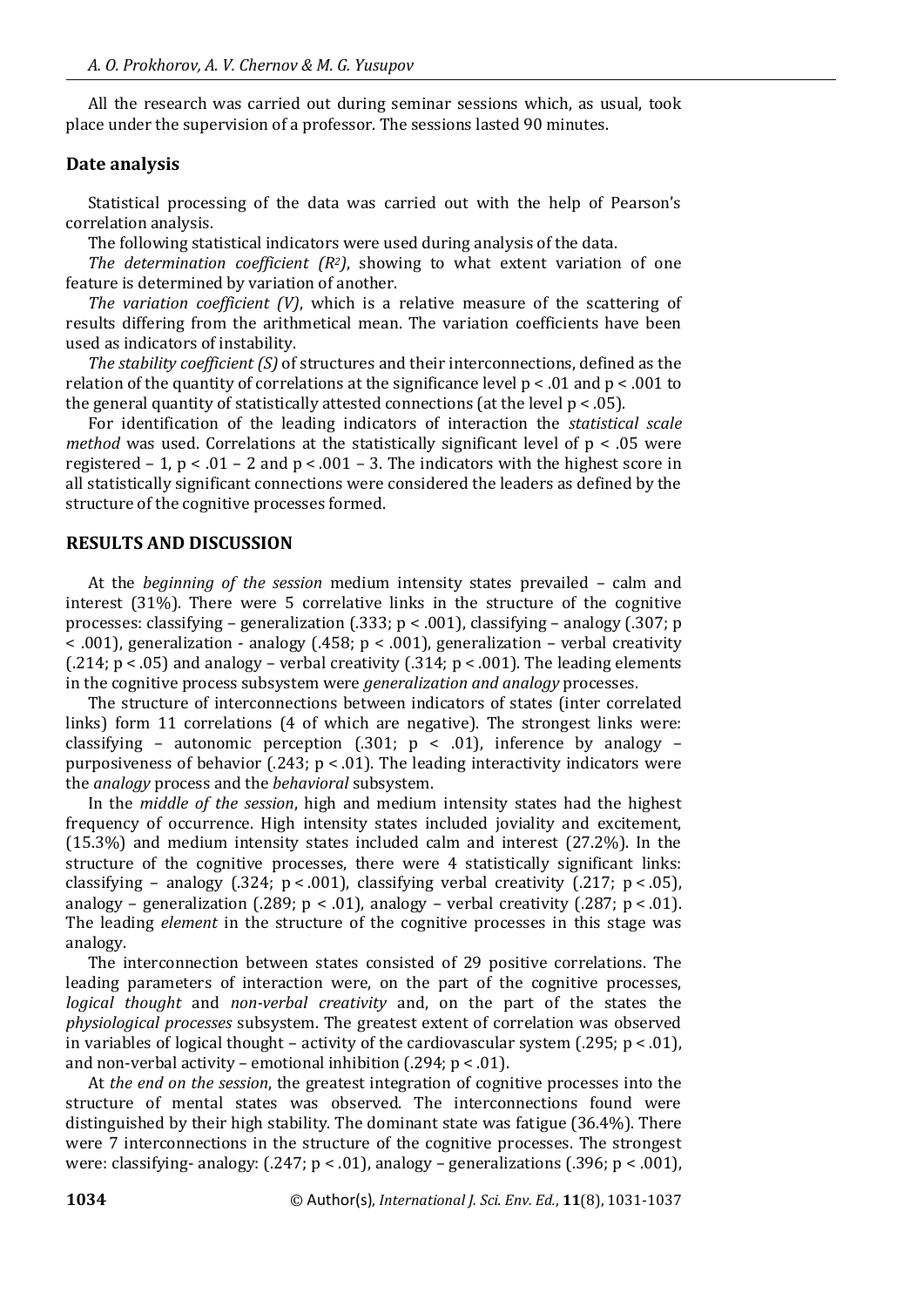All the research was carried out during seminar sessions which, as usual, took place under the supervision of a professor. The sessions lasted 90 minutes.

### Date analysis

Statistical processing of the data was carried out with the help of Pearson's correlation analysis.

The following statistical indicators were used during analysis of the data.

*The determination coefficient ($R^2$)*, showing to what extent variation of one feature is determined by variation of another.

*The variation coefficient (V)*, which is a relative measure of the scattering of results differing from the arithmetical mean. The variation coefficients have been used as indicators of instability.

*The stability coefficient (S)* of structures and their interconnections, defined as the relation of the quantity of correlations at the significance level $p < .01$ and $p < .001$ to the general quantity of statistically attested connections (at the level $p < .05$).

For identification of the leading indicators of interaction the *statistical scale method* was used. Correlations at the statistically significant level of $p < .05$ were registered – 1, $p < .01$ – 2 and $p < .001$ – 3. The indicators with the highest score in all statistically significant connections were considered the leaders as defined by the structure of the cognitive processes formed.

## RESULTS AND DISCUSSION

At the *beginning of the session* medium intensity states prevailed – calm and interest (31%). There were 5 correlative links in the structure of the cognitive processes: classifying – generalization (.333; $p < .001$), classifying – analogy (.307; $p < .001$), generalization - analogy (.458; $p < .001$), generalization – verbal creativity (.214; $p < .05$) and analogy – verbal creativity (.314; $p < .001$). The leading elements in the cognitive process subsystem were *generalization and analogy* processes.

The structure of interconnections between indicators of states (inter correlated links) form 11 correlations (4 of which are negative). The strongest links were: classifying – autonomic perception (.301; $p < .01$), inference by analogy – purposiveness of behavior (.243; $p < .01$). The leading interactivity indicators were the *analogy* process and the *behavioral* subsystem.

In the *middle of the session*, high and medium intensity states had the highest frequency of occurrence. High intensity states included joviality and excitement, (15.3%) and medium intensity states included calm and interest (27.2%). In the structure of the cognitive processes, there were 4 statistically significant links: classifying – analogy (.324; $p < .001$), classifying verbal creativity (.217; $p < .05$), analogy – generalization (.289; $p < .01$), analogy – verbal creativity (.287; $p < .01$). The leading *element* in the structure of the cognitive processes in this stage was analogy.

The interconnection between states consisted of 29 positive correlations. The leading parameters of interaction were, on the part of the cognitive processes, *logical thought* and *non-verbal creativity* and, on the part of the states the *physiological processes* subsystem. The greatest extent of correlation was observed in variables of logical thought – activity of the cardiovascular system (.295; $p < .01$), and non-verbal activity – emotional inhibition (.294; $p < .01$).

At *the end on the session*, the greatest integration of cognitive processes into the structure of mental states was observed. The interconnections found were distinguished by their high stability. The dominant state was fatigue (36.4%). There were 7 interconnections in the structure of the cognitive processes. The strongest were: classifying- analogy: (.247; $p < .01$), analogy – generalizations (.396; $p < .001$),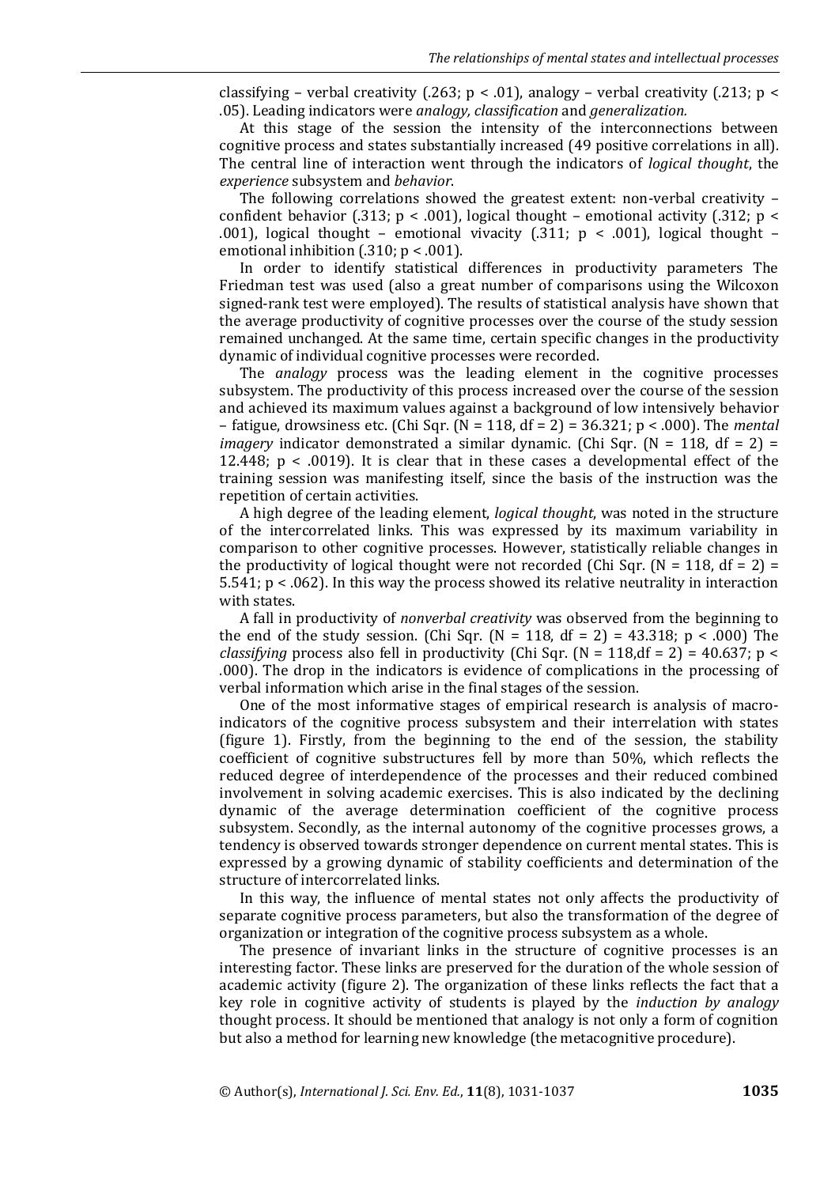classifying – verbal creativity (.263; $p < .01$), analogy – verbal creativity (.213; $p < .05$). Leading indicators were *analogy, classification* and *generalization.*

At this stage of the session the intensity of the interconnections between cognitive process and states substantially increased (49 positive correlations in all). The central line of interaction went through the indicators of *logical thought*, the *experience* subsystem and *behavior*.

The following correlations showed the greatest extent: non-verbal creativity – confident behavior (.313; $p < .001$), logical thought – emotional activity (.312; $p < .001$), logical thought – emotional vivacity (.311; $p < .001$), logical thought – emotional inhibition (.310; $p < .001$).

In order to identify statistical differences in productivity parameters The Friedman test was used (also a great number of comparisons using the Wilcoxon signed-rank test were employed). The results of statistical analysis have shown that the average productivity of cognitive processes over the course of the study session remained unchanged. At the same time, certain specific changes in the productivity dynamic of individual cognitive processes were recorded.

The *analogy* process was the leading element in the cognitive processes subsystem. The productivity of this process increased over the course of the session and achieved its maximum values against a background of low intensively behavior – fatigue, drowsiness etc. (Chi Sqr. ($N = 118$, $df = 2$) = 36.321; $p < .000$). The *mental imagery* indicator demonstrated a similar dynamic. (Chi Sqr. ($N = 118$, $df = 2$) = 12.448; $p < .0019$). It is clear that in these cases a developmental effect of the training session was manifesting itself, since the basis of the instruction was the repetition of certain activities.

A high degree of the leading element, *logical thought*, was noted in the structure of the intercorrelated links. This was expressed by its maximum variability in comparison to other cognitive processes. However, statistically reliable changes in the productivity of logical thought were not recorded (Chi Sqr. ($N = 118$, $df = 2$) = 5.541; $p < .062$). In this way the process showed its relative neutrality in interaction with states.

A fall in productivity of *nonverbal creativity* was observed from the beginning to the end of the study session. (Chi Sqr. ($N = 118$, $df = 2$) = 43.318; $p < .000$) The *classifying* process also fell in productivity (Chi Sqr. ($N = 118$,$df = 2$) = 40.637; $p < .000$). The drop in the indicators is evidence of complications in the processing of verbal information which arise in the final stages of the session.

One of the most informative stages of empirical research is analysis of macro-indicators of the cognitive process subsystem and their interrelation with states (figure 1). Firstly, from the beginning to the end of the session, the stability coefficient of cognitive substructures fell by more than 50%, which reflects the reduced degree of interdependence of the processes and their reduced combined involvement in solving academic exercises. This is also indicated by the declining dynamic of the average determination coefficient of the cognitive process subsystem. Secondly, as the internal autonomy of the cognitive processes grows, a tendency is observed towards stronger dependence on current mental states. This is expressed by a growing dynamic of stability coefficients and determination of the structure of intercorrelated links.

In this way, the influence of mental states not only affects the productivity of separate cognitive process parameters, but also the transformation of the degree of organization or integration of the cognitive process subsystem as a whole.

The presence of invariant links in the structure of cognitive processes is an interesting factor. These links are preserved for the duration of the whole session of academic activity (figure 2). The organization of these links reflects the fact that a key role in cognitive activity of students is played by the *induction by analogy* thought process. It should be mentioned that analogy is not only a form of cognition but also a method for learning new knowledge (the metacognitive procedure).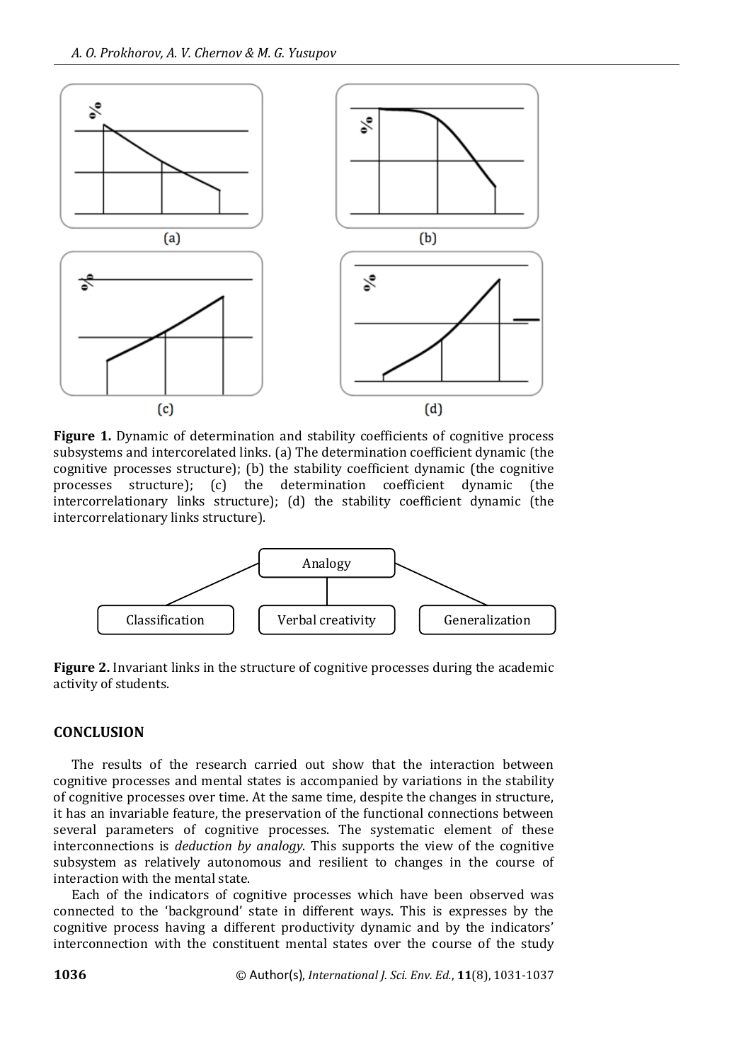**Figure 1.** Dynamic of determination and stability coefficients of cognitive process subsystems and intercorelated links. (a) The determination coefficient dynamic (the cognitive processes structure); (b) the stability coefficient dynamic (the cognitive processes structure); (c) the determination coefficient dynamic (the intercorrelationary links structure); (d) the stability coefficient dynamic (the intercorrelationary links structure).

**Figure 2.** Invariant links in the structure of cognitive processes during the academic activity of students.

## CONCLUSION

The results of the research carried out show that the interaction between cognitive processes and mental states is accompanied by variations in the stability of cognitive processes over time. At the same time, despite the changes in structure, it has an invariable feature, the preservation of the functional connections between several parameters of cognitive processes. The systematic element of these interconnections is *deduction by analogy*. This supports the view of the cognitive subsystem as relatively autonomous and resilient to changes in the course of interaction with the mental state.

Each of the indicators of cognitive processes which have been observed was connected to the 'background' state in different ways. This is expresses by the cognitive process having a different productivity dynamic and by the indicators' interconnection with the constituent mental states over the course of the study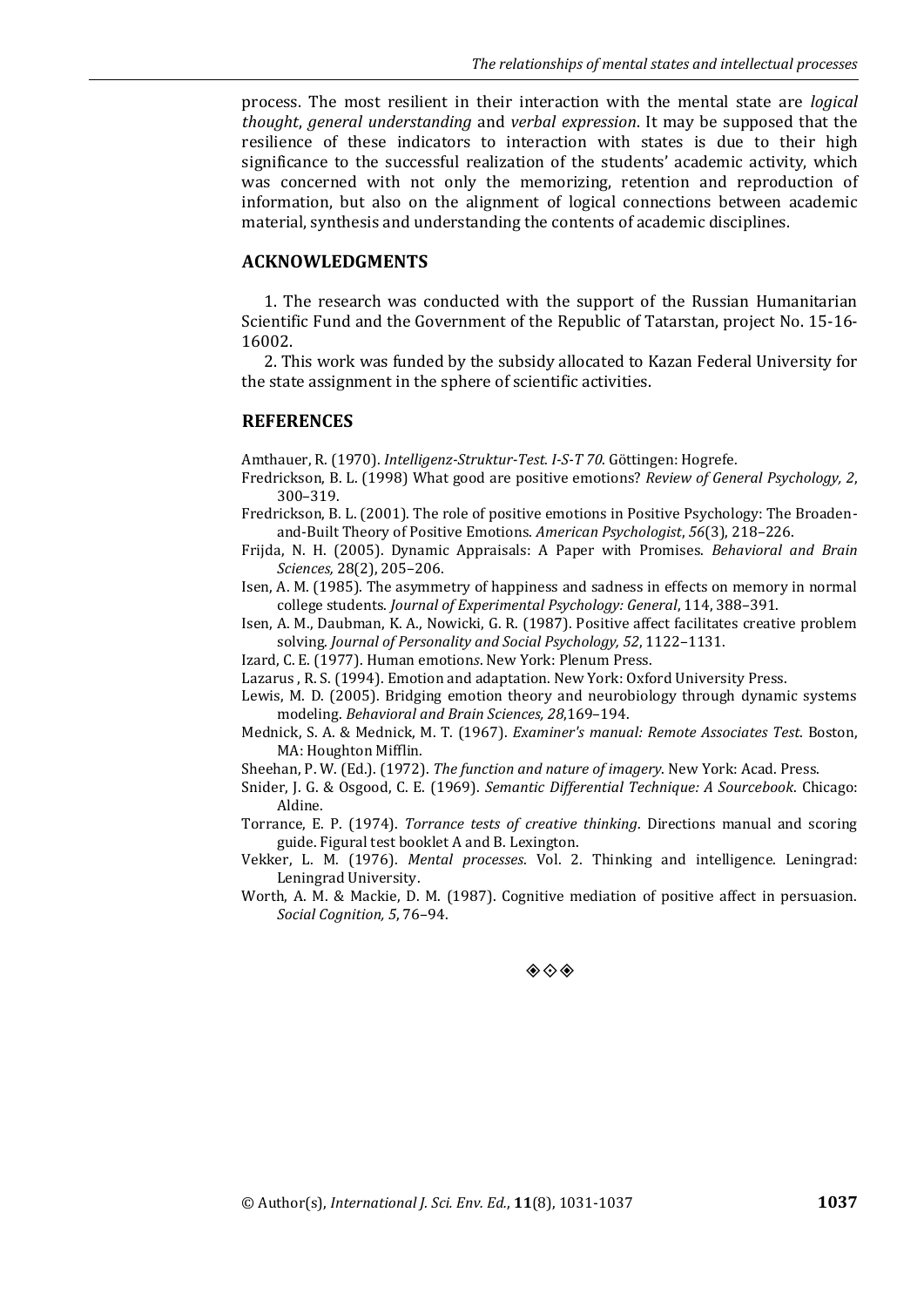process. The most resilient in their interaction with the mental state are *logical thought*, *general understanding* and *verbal expression*. It may be supposed that the resilience of these indicators to interaction with states is due to their high significance to the successful realization of the students' academic activity, which was concerned with not only the memorizing, retention and reproduction of information, but also on the alignment of logical connections between academic material, synthesis and understanding the contents of academic disciplines.

## ACKNOWLEDGMENTS

1. The research was conducted with the support of the Russian Humanitarian Scientific Fund and the Government of the Republic of Tatarstan, project No. 15-16-16002.

2. This work was funded by the subsidy allocated to Kazan Federal University for the state assignment in the sphere of scientific activities.

## REFERENCES

Amthauer, R. (1970). *Intelligenz-Struktur-Test. I-S-T 70*. Göttingen: Hogrefe.

Fredrickson, B. L. (1998) What good are positive emotions? *Review of General Psychology, 2*, 300–319.

Fredrickson, B. L. (2001). The role of positive emotions in Positive Psychology: The Broaden-and-Built Theory of Positive Emotions. *American Psychologist*, *56*(3), 218–226.

Frijda, N. H. (2005). Dynamic Appraisals: A Paper with Promises. *Behavioral and Brain Sciences,* 28(2), 205–206.

Isen, A. M. (1985). The asymmetry of happiness and sadness in effects on memory in normal college students. *Journal of Experimental Psychology: General*, 114, 388–391.

Isen, A. M., Daubman, K. A., Nowicki, G. R. (1987). Positive affect facilitates creative problem solving. *Journal of Personality and Social Psychology, 52*, 1122–1131.

Izard, C. E. (1977). Human emotion*s*. New York: Plenum Press.

Lazarus , R. S. (1994). Emotion and adaptation. New York: Oxford University Press.

Lewis, M. D. (2005). Bridging emotion theory and neurobiology through dynamic systems modeling. *Behavioral and Brain Sciences, 28*,169–194.

Mednick, S. A. & Mednick, M. T. (1967). *Examiner's manual: Remote Associates Test*. Boston, MA: Houghton Mifflin.

Sheehan, P. W. (Ed.). (1972). *The function and nature of imagery*. New York: Acad. Press.

Snider, J. G. & Osgood, C. E. (1969). *Semantic Differential Technique: A Sourcebook*. Chicago: Aldine.

Torrance, E. P. (1974). *Torrance tests of creative thinking*. Directions manual and scoring guide. Figural test booklet A and B. Lexington.

Vekker, L. M. (1976). *Mental processes*. Vol. 2. Thinking and intelligence. Leningrad: Leningrad University.

Worth, A. M. & Mackie, D. M. (1987). Cognitive mediation of positive affect in persuasion. *Social Cognition, 5*, 76–94.

◈◇◈